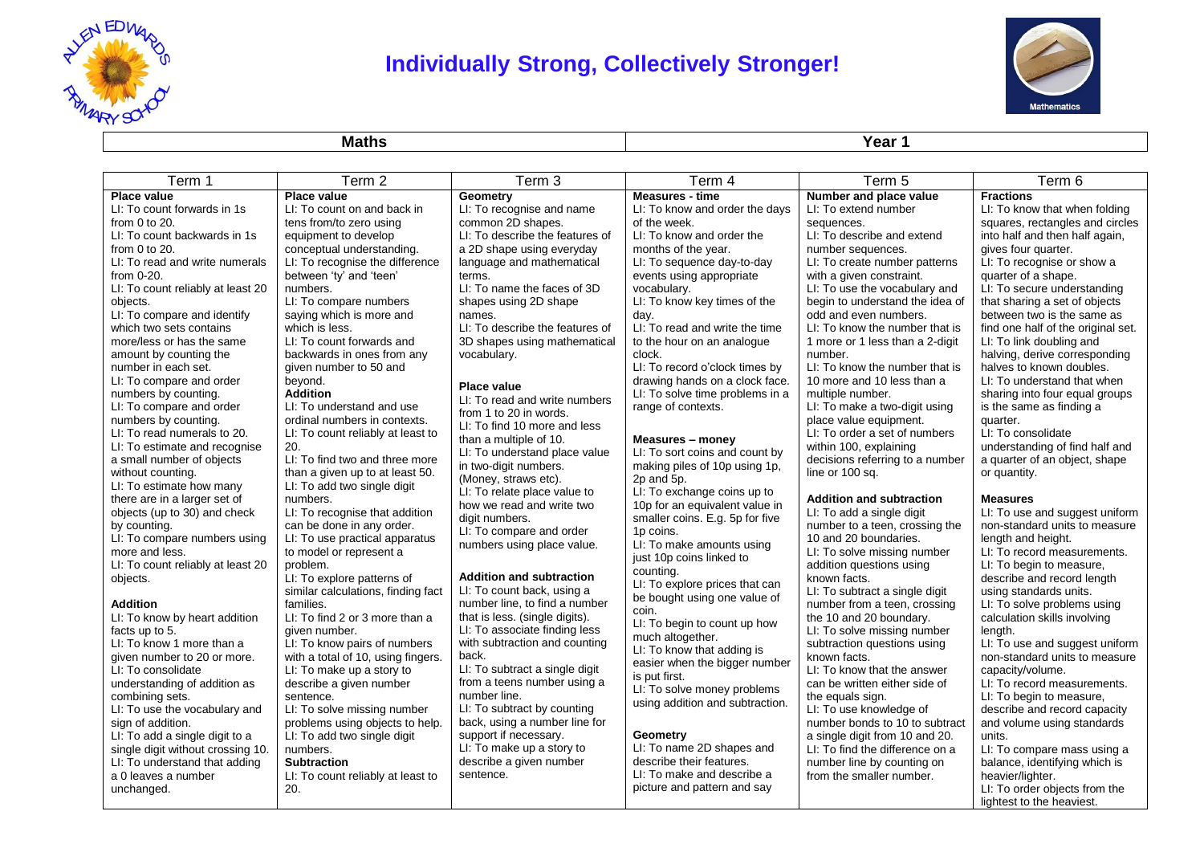# Individually Strong, Collectively Stronger!

| Maths | Year 1 |
|---|---|

| Term 1 | Term 2 | Term 3 | Term 4 | Term 5 | Term 6 |
|---|---|---|---|---|---|
| **Place value**<br>LI: To count forwards in 1s from 0 to 20.<br>LI: To count backwards in 1s from 0 to 20.<br>LI: To read and write numerals from 0-20.<br>LI: To count reliably at least 20 objects.<br>LI: To compare and identify which two sets contains more/less or has the same amount by counting the number in each set.<br>LI: To compare and order numbers by counting.<br>LI: To compare and order numbers by counting.<br>LI: To read numerals to 20.<br>LI: To estimate and recognise a small number of objects without counting.<br>LI: To estimate how many there are in a larger set of objects (up to 30) and check by counting.<br>LI: To compare numbers using more and less.<br>LI: To count reliably at least 20 objects.<br><br>**Addition**<br>LI: To know by heart addition facts up to 5.<br>LI: To know 1 more than a given number to 20 or more.<br>LI: To consolidate understanding of addition as combining sets.<br>LI: To use the vocabulary and sign of addition.<br>LI: To add a single digit to a single digit without crossing 10.<br>LI: To understand that adding a 0 leaves a number unchanged. | **Place value**<br>LI: To count on and back in tens from/to zero using equipment to develop conceptual understanding.<br>LI: To recognise the difference between 'ty' and 'teen' numbers.<br>LI: To compare numbers saying which is more and which is less.<br>LI: To count forwards and backwards in ones from any given number to 50 and beyond.<br>**Addition**<br>LI: To understand and use ordinal numbers in contexts.<br>LI: To count reliably at least to 20.<br>LI: To find two and three more than a given up to at least 50.<br>LI: To add two single digit numbers.<br>LI: To recognise that addition can be done in any order.<br>LI: To use practical apparatus to model or represent a problem.<br>LI: To explore patterns of similar calculations, finding fact families.<br>LI: To find 2 or 3 more than a given number.<br>LI: To know pairs of numbers with a total of 10, using fingers.<br>LI: To make up a story to describe a given number sentence.<br>LI: To solve missing number problems using objects to help.<br>LI: To add two single digit numbers.<br>**Subtraction**<br>LI: To count reliably at least to 20. | **Geometry**<br>LI: To recognise and name common 2D shapes.<br>LI: To describe the features of a 2D shape using everyday language and mathematical terms.<br>LI: To name the faces of 3D shapes using 2D shape names.<br>LI: To describe the features of 3D shapes using mathematical vocabulary.<br><br>**Place value**<br>LI: To read and write numbers from 1 to 20 in words.<br>LI: To find 10 more and less than a multiple of 10.<br>LI: To understand place value in two-digit numbers. (Money, straws etc).<br>LI: To relate place value to how we read and write two digit numbers.<br>LI: To compare and order numbers using place value.<br><br>**Addition and subtraction**<br>LI: To count back, using a number line, to find a number that is less. (single digits).<br>LI: To associate finding less with subtraction and counting back.<br>LI: To subtract a single digit from a teens number using a number line.<br>LI: To subtract by counting back, using a number line for support if necessary.<br>LI: To make up a story to describe a given number sentence. | **Measures - time**<br>LI: To know and order the days of the week.<br>LI: To know and order the months of the year.<br>LI: To sequence day-to-day events using appropriate vocabulary.<br>LI: To know key times of the day.<br>LI: To read and write the time to the hour on an analogue clock.<br>LI: To record o'clock times by drawing hands on a clock face.<br>LI: To solve time problems in a range of contexts.<br><br>**Measures – money**<br>LI: To sort coins and count by making piles of 10p using 1p, 2p and 5p.<br>LI: To exchange coins up to 10p for an equivalent value in smaller coins. E.g. 5p for five 1p coins.<br>LI: To make amounts using just 10p coins linked to counting.<br>LI: To explore prices that can be bought using one value of coin.<br>LI: To begin to count up how much altogether.<br>LI: To know that adding is easier when the bigger number is put first.<br>LI: To solve money problems using addition and subtraction.<br><br>**Geometry**<br>LI: To name 2D shapes and describe their features.<br>LI: To make and describe a picture and pattern and say | **Number and place value**<br>LI: To extend number sequences.<br>LI: To describe and extend number sequences.<br>LI: To create number patterns with a given constraint.<br>LI: To use the vocabulary and begin to understand the idea of odd and even numbers.<br>LI: To know the number that is 1 more or 1 less than a 2-digit number.<br>LI: To know the number that is 10 more and 10 less than a multiple number.<br>LI: To make a two-digit using place value equipment.<br>LI: To order a set of numbers within 100, explaining decisions referring to a number line or 100 sq.<br><br>**Addition and subtraction**<br>LI: To add a single digit number to a teen, crossing the 10 and 20 boundaries.<br>LI: To solve missing number addition questions using known facts.<br>LI: To subtract a single digit number from a teen, crossing the 10 and 20 boundary.<br>LI: To solve missing number subtraction questions using known facts.<br>LI: To know that the answer can be written either side of the equals sign.<br>LI: To use knowledge of number bonds to 10 to subtract a single digit from 10 and 20.<br>LI: To find the difference on a number line by counting on from the smaller number. | **Fractions**<br>LI: To know that when folding squares, rectangles and circles into half and then half again, gives four quarter.<br>LI: To recognise or show a quarter of a shape.<br>LI: To secure understanding that sharing a set of objects between two is the same as find one half of the original set.<br>LI: To link doubling and halving, derive corresponding halves to known doubles.<br>LI: To understand that when sharing into four equal groups is the same as finding a quarter.<br>LI: To consolidate understanding of find half and a quarter of an object, shape or quantity.<br><br>**Measures**<br>LI: To use and suggest uniform non-standard units to measure length and height.<br>LI: To record measurements.<br>LI: To begin to measure, describe and record length using standards units.<br>LI: To solve problems using calculation skills involving length.<br>LI: To use and suggest uniform non-standard units to measure capacity/volume.<br>LI: To record measurements.<br>LI: To begin to measure, describe and record capacity and volume using standards units.<br>LI: To compare mass using a balance, identifying which is heavier/lighter.<br>LI: To order objects from the lightest to the heaviest. |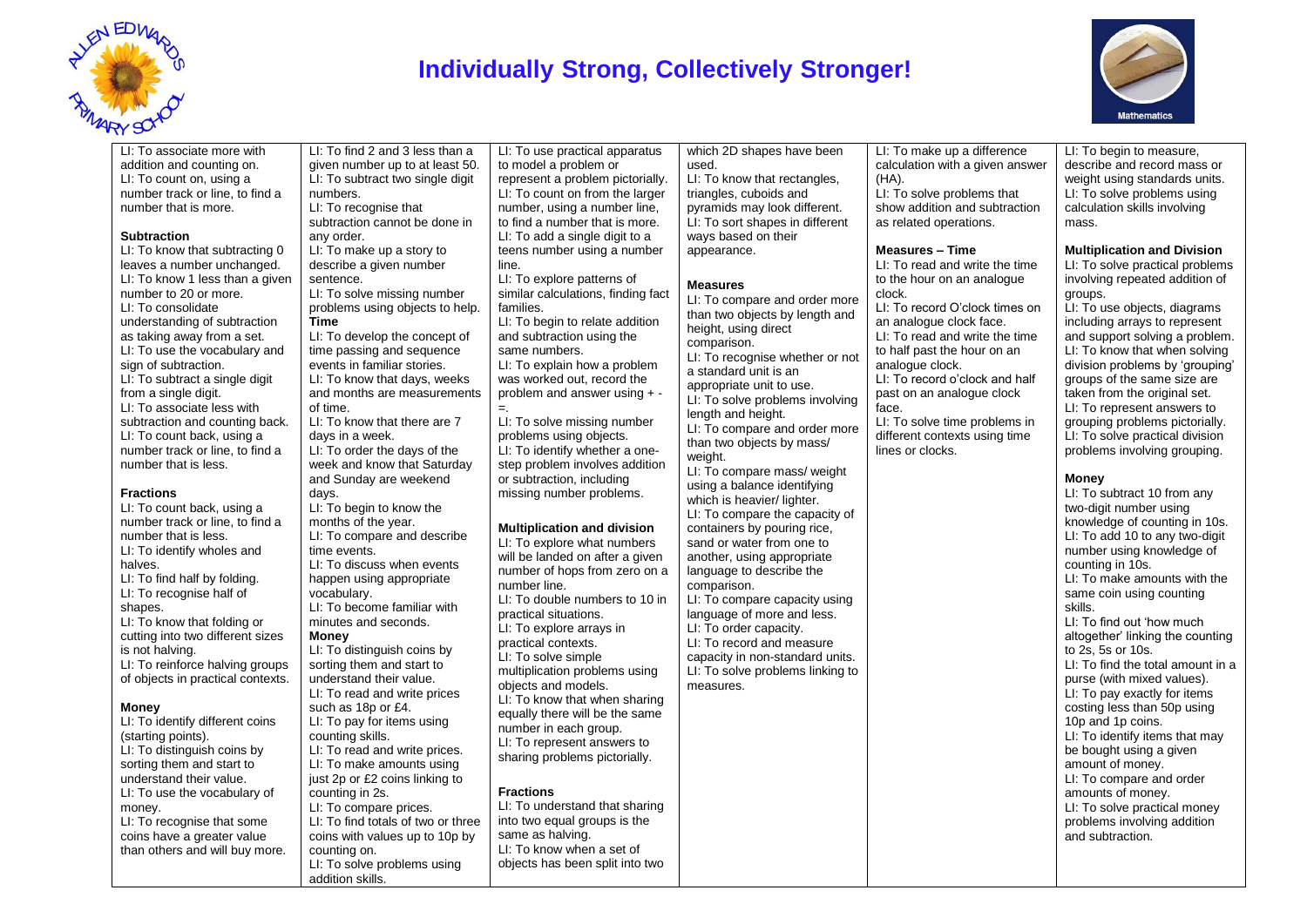# Individually Strong, Collectively Stronger!

LI: To associate more with addition and counting on.
LI: To count on, using a number track or line, to find a number that is more.

**Subtraction**

LI: To know that subtracting 0 leaves a number unchanged.
LI: To know 1 less than a given number to 20 or more.
LI: To consolidate understanding of subtraction as taking away from a set.
LI: To use the vocabulary and sign of subtraction.
LI: To subtract a single digit from a single digit.
LI: To associate less with subtraction and counting back.
LI: To count back, using a number track or line, to find a number that is less.

**Fractions**

LI: To count back, using a number track or line, to find a number that is less.
LI: To identify wholes and halves.
LI: To find half by folding.
LI: To recognise half of shapes.
LI: To know that folding or cutting into two different sizes is not halving.
LI: To reinforce halving groups of objects in practical contexts.

**Money**

LI: To identify different coins (starting points).
LI: To distinguish coins by sorting them and start to understand their value.
LI: To use the vocabulary of money.
LI: To recognise that some coins have a greater value than others and will buy more.

LI: To find 2 and 3 less than a given number up to at least 50.
LI: To subtract two single digit numbers.
LI: To recognise that subtraction cannot be done in any order.
LI: To make up a story to describe a given number sentence.
LI: To solve missing number problems using objects to help.

**Time**

LI: To develop the concept of time passing and sequence events in familiar stories.
LI: To know that days, weeks and months are measurements of time.
LI: To know that there are 7 days in a week.
LI: To order the days of the week and know that Saturday and Sunday are weekend days.
LI: To begin to know the months of the year.
LI: To compare and describe time events.
LI: To discuss when events happen using appropriate vocabulary.
LI: To become familiar with minutes and seconds.

**Money**

LI: To distinguish coins by sorting them and start to understand their value.
LI: To read and write prices such as 18p or £4.
LI: To pay for items using counting skills.
LI: To read and write prices.
LI: To make amounts using just 2p or £2 coins linking to counting in 2s.
LI: To compare prices.
LI: To find totals of two or three coins with values up to 10p by counting on.
LI: To solve problems using addition skills.

LI: To use practical apparatus to model a problem or represent a problem pictorially.
LI: To count on from the larger number, using a number line, to find a number that is more.
LI: To add a single digit to a teens number using a number line.
LI: To explore patterns of similar calculations, finding fact families.
LI: To begin to relate addition and subtraction using the same numbers.
LI: To explain how a problem was worked out, record the problem and answer using + - =.
LI: To solve missing number problems using objects.
LI: To identify whether a one-step problem involves addition or subtraction, including missing number problems.

**Multiplication and division**

LI: To explore what numbers will be landed on after a given number of hops from zero on a number line.
LI: To double numbers to 10 in practical situations.
LI: To explore arrays in practical contexts.
LI: To solve simple multiplication problems using objects and models.
LI: To know that when sharing equally there will be the same number in each group.
LI: To represent answers to sharing problems pictorially.

**Fractions**

LI: To understand that sharing into two equal groups is the same as halving.
LI: To know when a set of objects has been split into two

which 2D shapes have been used.
LI: To know that rectangles, triangles, cuboids and pyramids may look different.
LI: To sort shapes in different ways based on their appearance.

**Measures**

LI: To compare and order more than two objects by length and height, using direct comparison.
LI: To recognise whether or not a standard unit is an appropriate unit to use.
LI: To solve problems involving length and height.
LI: To compare and order more than two objects by mass/ weight.
LI: To compare mass/ weight using a balance identifying which is heavier/ lighter.
LI: To compare the capacity of containers by pouring rice, sand or water from one to another, using appropriate language to describe the comparison.
LI: To compare capacity using language of more and less.
LI: To order capacity.
LI: To record and measure capacity in non-standard units.
LI: To solve problems linking to measures.

LI: To make up a difference calculation with a given answer (HA).
LI: To solve problems that show addition and subtraction as related operations.

**Measures – Time**

LI: To read and write the time to the hour on an analogue clock.
LI: To record O'clock times on an analogue clock face.
LI: To read and write the time to half past the hour on an analogue clock.
LI: To record o'clock and half past on an analogue clock face.
LI: To solve time problems in different contexts using time lines or clocks.

LI: To begin to measure, describe and record mass or weight using standards units.
LI: To solve problems using calculation skills involving mass.

**Multiplication and Division**

LI: To solve practical problems involving repeated addition of groups.
LI: To use objects, diagrams including arrays to represent and support solving a problem.
LI: To know that when solving division problems by 'grouping' groups of the same size are taken from the original set.
LI: To represent answers to grouping problems pictorially.
LI: To solve practical division problems involving grouping.

**Money**

LI: To subtract 10 from any two-digit number using knowledge of counting in 10s.
LI: To add 10 to any two-digit number using knowledge of counting in 10s.
LI: To make amounts with the same coin using counting skills.
LI: To find out 'how much altogether' linking the counting to 2s, 5s or 10s.
LI: To find the total amount in a purse (with mixed values).
LI: To pay exactly for items costing less than 50p using 10p and 1p coins.
LI: To identify items that may be bought using a given amount of money.
LI: To compare and order amounts of money.
LI: To solve practical money problems involving addition and subtraction.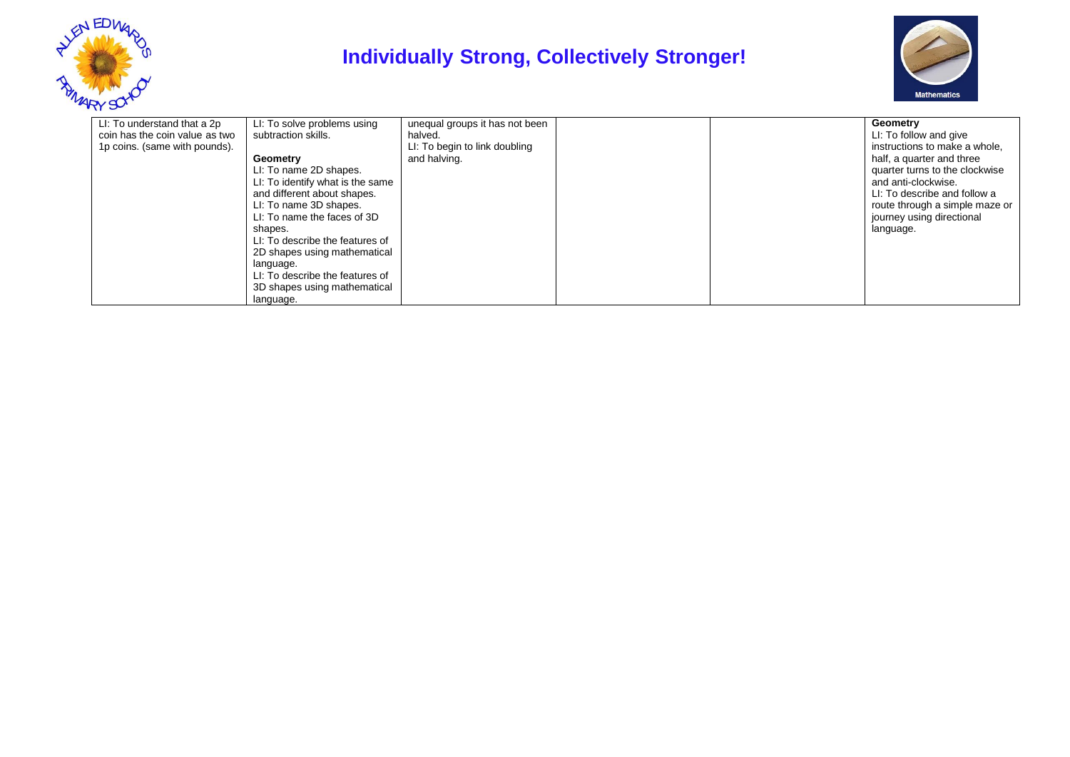# Individually Strong, Collectively Stronger!

| | | | | | |
|---|---|---|---|---|---|
| LI: To understand that a 2p coin has the coin value as two 1p coins. (same with pounds). | LI: To solve problems using subtraction skills.<br><br>**Geometry**<br>LI: To name 2D shapes.<br>LI: To identify what is the same and different about shapes.<br>LI: To name 3D shapes.<br>LI: To name the faces of 3D shapes.<br>LI: To describe the features of 2D shapes using mathematical language.<br>LI: To describe the features of 3D shapes using mathematical language. | unequal groups it has not been halved.<br>LI: To begin to link doubling and halving. | | | **Geometry**<br>LI: To follow and give instructions to make a whole, half, a quarter and three quarter turns to the clockwise and anti-clockwise.<br>LI: To describe and follow a route through a simple maze or journey using directional language. |